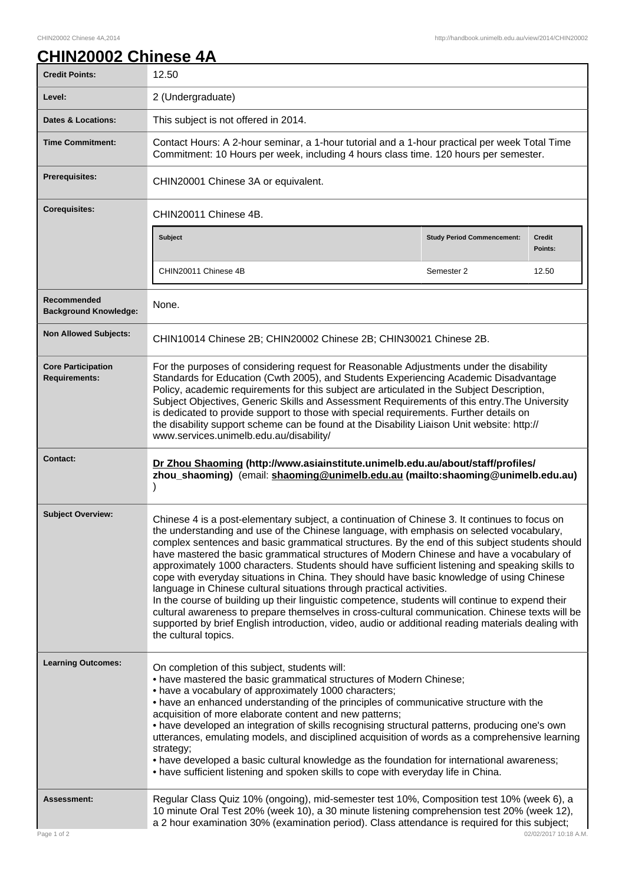# CHIN20002 Chinese 4A

| | |
|---|---|
| **Credit Points:** | 12.50 |
| **Level:** | 2 (Undergraduate) |
| **Dates & Locations:** | This subject is not offered in 2014. |
| **Time Commitment:** | Contact Hours: A 2-hour seminar, a 1-hour tutorial and a 1-hour practical per week Total Time Commitment: 10 Hours per week, including 4 hours class time. 120 hours per semester. |
| **Prerequisites:** | CHIN20001 Chinese 3A or equivalent. |
| **Corequisites:** | CHIN20011 Chinese 4B. <br><br> **Subject** / **Study Period Commencement:** / **Credit Points:** <br> CHIN20011 Chinese 4B / Semester 2 / 12.50 |
| **Recommended Background Knowledge:** | None. |
| **Non Allowed Subjects:** | CHIN10014 Chinese 2B; CHIN20002 Chinese 2B; CHIN30021 Chinese 2B. |
| **Core Participation Requirements:** | For the purposes of considering request for Reasonable Adjustments under the disability Standards for Education (Cwth 2005), and Students Experiencing Academic Disadvantage Policy, academic requirements for this subject are articulated in the Subject Description, Subject Objectives, Generic Skills and Assessment Requirements of this entry.The University is dedicated to provide support to those with special requirements. Further details on the disability support scheme can be found at the Disability Liaison Unit website: http://www.services.unimelb.edu.au/disability/ |
| **Contact:** | **Dr Zhou Shaoming (http://www.asiainstitute.unimelb.edu.au/about/staff/profiles/zhou_shaoming)** (email: **shaoming@unimelb.edu.au (mailto:shaoming@unimelb.edu.au)** ) |
| **Subject Overview:** | Chinese 4 is a post-elementary subject, a continuation of Chinese 3. It continues to focus on the understanding and use of the Chinese language, with emphasis on selected vocabulary, complex sentences and basic grammatical structures. By the end of this subject students should have mastered the basic grammatical structures of Modern Chinese and have a vocabulary of approximately 1000 characters. Students should have sufficient listening and speaking skills to cope with everyday situations in China. They should have basic knowledge of using Chinese language in Chinese cultural situations through practical activities. <br> In the course of building up their linguistic competence, students will continue to expend their cultural awareness to prepare themselves in cross-cultural communication. Chinese texts will be supported by brief English introduction, video, audio or additional reading materials dealing with the cultural topics. |
| **Learning Outcomes:** | On completion of this subject, students will: <br> • have mastered the basic grammatical structures of Modern Chinese; <br> • have a vocabulary of approximately 1000 characters; <br> • have an enhanced understanding of the principles of communicative structure with the acquisition of more elaborate content and new patterns; <br> • have developed an integration of skills recognising structural patterns, producing one's own utterances, emulating models, and disciplined acquisition of words as a comprehensive learning strategy; <br> • have developed a basic cultural knowledge as the foundation for international awareness; <br> • have sufficient listening and spoken skills to cope with everyday life in China. |
| **Assessment:** | Regular Class Quiz 10% (ongoing), mid-semester test 10%, Composition test 10% (week 6), a 10 minute Oral Test 20% (week 10), a 30 minute listening comprehension test 20% (week 12), a 2 hour examination 30% (examination period). Class attendance is required for this subject; |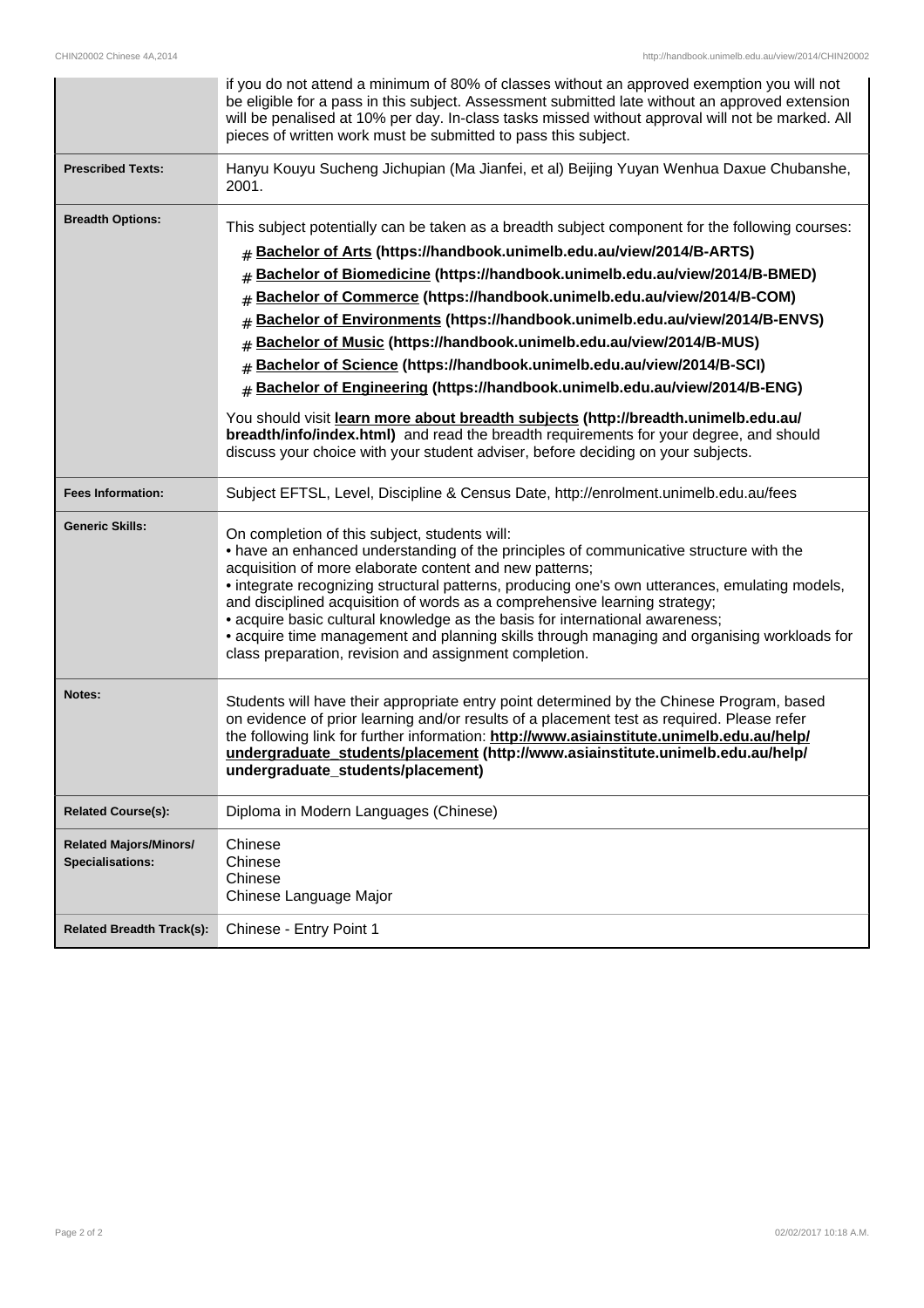| | |
|---|---|
| | if you do not attend a minimum of 80% of classes without an approved exemption you will not be eligible for a pass in this subject. Assessment submitted late without an approved extension will be penalised at 10% per day. In-class tasks missed without approval will not be marked. All pieces of written work must be submitted to pass this subject. |
| **Prescribed Texts:** | Hanyu Kouyu Sucheng Jichupian (Ma Jianfei, et al) Beijing Yuyan Wenhua Daxue Chubanshe, 2001. |
| **Breadth Options:** | This subject potentially can be taken as a breadth subject component for the following courses:<br># **Bachelor of Arts (https://handbook.unimelb.edu.au/view/2014/B-ARTS)**<br># **Bachelor of Biomedicine (https://handbook.unimelb.edu.au/view/2014/B-BMED)**<br># **Bachelor of Commerce (https://handbook.unimelb.edu.au/view/2014/B-COM)**<br># **Bachelor of Environments (https://handbook.unimelb.edu.au/view/2014/B-ENVS)**<br># **Bachelor of Music (https://handbook.unimelb.edu.au/view/2014/B-MUS)**<br># **Bachelor of Science (https://handbook.unimelb.edu.au/view/2014/B-SCI)**<br># **Bachelor of Engineering (https://handbook.unimelb.edu.au/view/2014/B-ENG)**<br>You should visit **learn more about breadth subjects (http://breadth.unimelb.edu.au/breadth/info/index.html)** and read the breadth requirements for your degree, and should discuss your choice with your student adviser, before deciding on your subjects. |
| **Fees Information:** | Subject EFTSL, Level, Discipline & Census Date, http://enrolment.unimelb.edu.au/fees |
| **Generic Skills:** | On completion of this subject, students will:<br>• have an enhanced understanding of the principles of communicative structure with the acquisition of more elaborate content and new patterns;<br>• integrate recognizing structural patterns, producing one's own utterances, emulating models, and disciplined acquisition of words as a comprehensive learning strategy;<br>• acquire basic cultural knowledge as the basis for international awareness;<br>• acquire time management and planning skills through managing and organising workloads for class preparation, revision and assignment completion. |
| **Notes:** | Students will have their appropriate entry point determined by the Chinese Program, based on evidence of prior learning and/or results of a placement test as required. Please refer the following link for further information: **http://www.asiainstitute.unimelb.edu.au/help/undergraduate_students/placement (http://www.asiainstitute.unimelb.edu.au/help/undergraduate_students/placement)** |
| **Related Course(s):** | Diploma in Modern Languages (Chinese) |
| **Related Majors/Minors/ Specialisations:** | Chinese<br>Chinese<br>Chinese<br>Chinese Language Major |
| **Related Breadth Track(s):** | Chinese - Entry Point 1 |